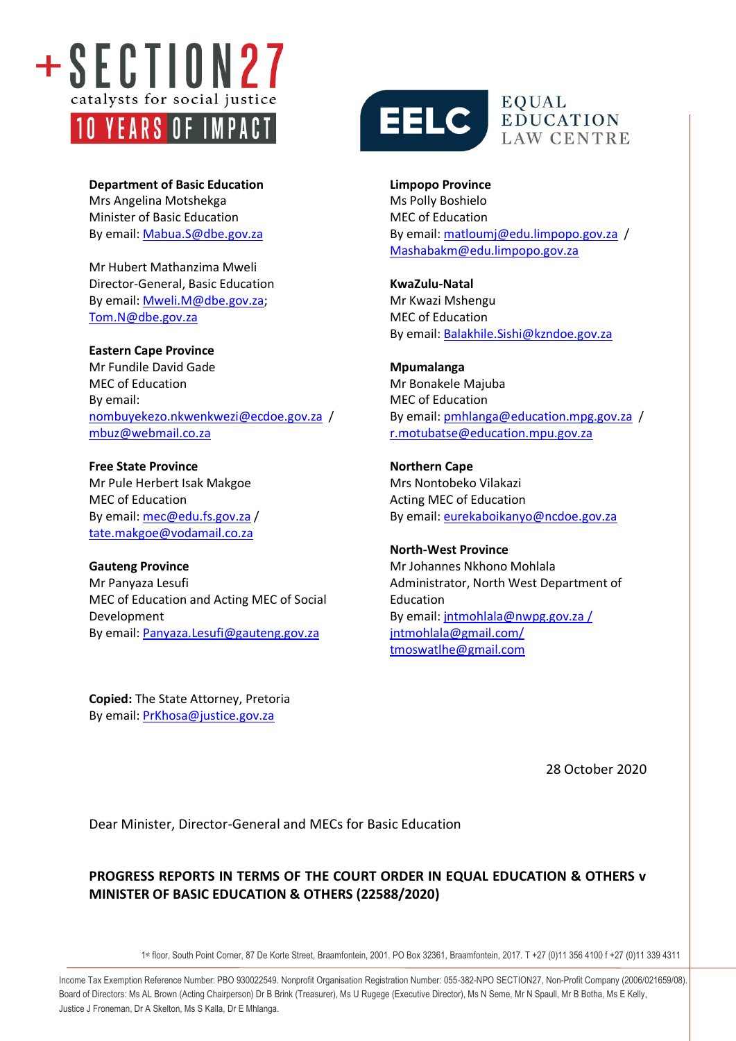+SECTION27
catalysts for social justice
10 YEARS OF IMPACT

EELC EQUAL EDUCATION LAW CENTRE

**Department of Basic Education**
Mrs Angelina Motshekga
Minister of Basic Education
By email: Mabua.S@dbe.gov.za

Mr Hubert Mathanzima Mweli
Director-General, Basic Education
By email: Mweli.M@dbe.gov.za; Tom.N@dbe.gov.za

**Eastern Cape Province**
Mr Fundile David Gade
MEC of Education
By email: nombuyekezo.nkwenkwezi@ecdoe.gov.za / mbuz@webmail.co.za

**Free State Province**
Mr Pule Herbert Isak Makgoe
MEC of Education
By email: mec@edu.fs.gov.za / tate.makgoe@vodamail.co.za

**Gauteng Province**
Mr Panyaza Lesufi
MEC of Education and Acting MEC of Social Development
By email: Panyaza.Lesufi@gauteng.gov.za

**Limpopo Province**
Ms Polly Boshielo
MEC of Education
By email: matloumj@edu.limpopo.gov.za / Mashabakm@edu.limpopo.gov.za

**KwaZulu-Natal**
Mr Kwazi Mshengu
MEC of Education
By email: Balakhile.Sishi@kzndoe.gov.za

**Mpumalanga**
Mr Bonakele Majuba
MEC of Education
By email: pmhlanga@education.mpg.gov.za / r.motubatse@education.mpu.gov.za

**Northern Cape**
Mrs Nontobeko Vilakazi
Acting MEC of Education
By email: eurekaboikanyo@ncdoe.gov.za

**North-West Province**
Mr Johannes Nkhono Mohlala
Administrator, North West Department of Education
By email: jntmohlala@nwpg.gov.za / jntmohlala@gmail.com/ tmoswatlhe@gmail.com

**Copied:** The State Attorney, Pretoria
By email: PrKhosa@justice.gov.za

28 October 2020

Dear Minister, Director-General and MECs for Basic Education

**PROGRESS REPORTS IN TERMS OF THE COURT ORDER IN EQUAL EDUCATION & OTHERS v MINISTER OF BASIC EDUCATION & OTHERS (22588/2020)**

1st floor, South Point Corner, 87 De Korte Street, Braamfontein, 2001. PO Box 32361, Braamfontein, 2017. T +27 (0)11 356 4100 f +27 (0)11 339 4311

Income Tax Exemption Reference Number: PBO 930022549. Nonprofit Organisation Registration Number: 055-382-NPO SECTION27, Non-Profit Company (2006/021659/08). Board of Directors: Ms AL Brown (Acting Chairperson) Dr B Brink (Treasurer), Ms U Rugege (Executive Director), Ms N Seme, Mr N Spaull, Mr B Botha, Ms E Kelly, Justice J Froneman, Dr A Skelton, Ms S Kalla, Dr E Mhlanga.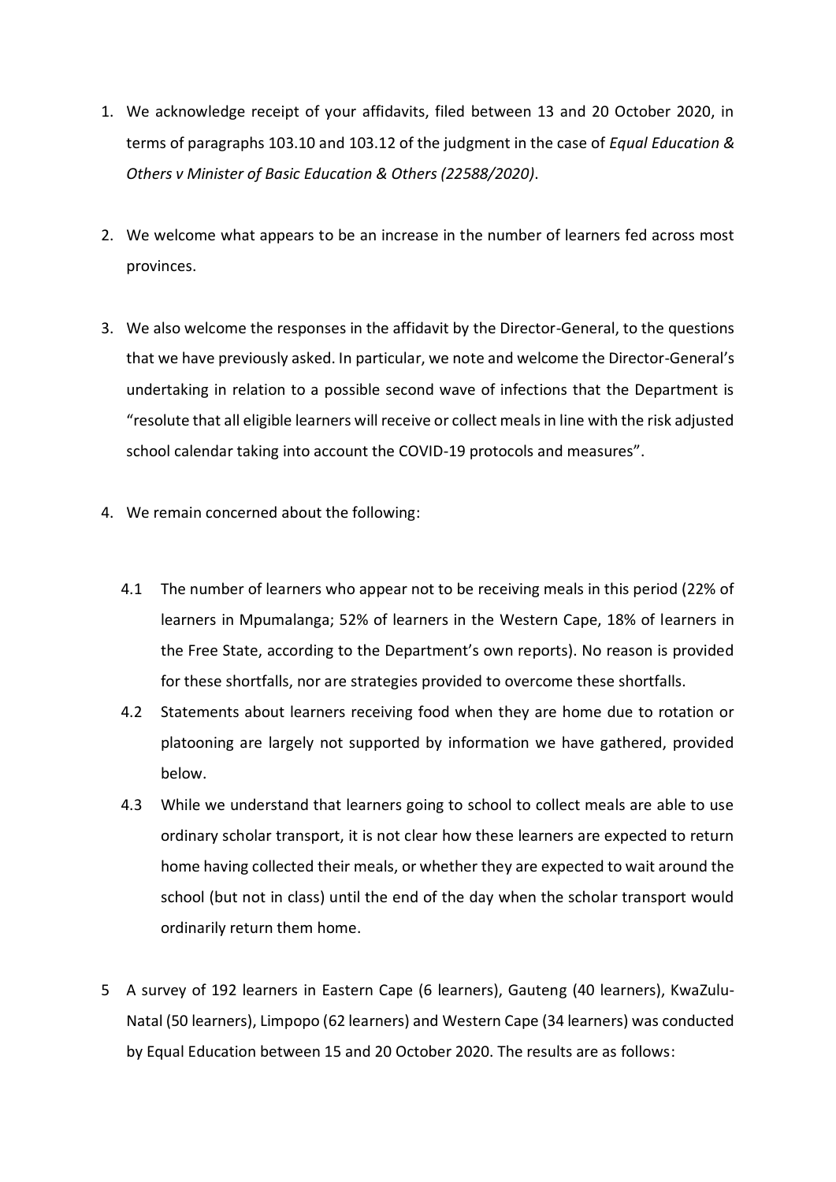1. We acknowledge receipt of your affidavits, filed between 13 and 20 October 2020, in terms of paragraphs 103.10 and 103.12 of the judgment in the case of *Equal Education & Others v Minister of Basic Education & Others (22588/2020)*.

2. We welcome what appears to be an increase in the number of learners fed across most provinces.

3. We also welcome the responses in the affidavit by the Director-General, to the questions that we have previously asked. In particular, we note and welcome the Director-General's undertaking in relation to a possible second wave of infections that the Department is "resolute that all eligible learners will receive or collect meals in line with the risk adjusted school calendar taking into account the COVID-19 protocols and measures".

4. We remain concerned about the following:

   4.1 The number of learners who appear not to be receiving meals in this period (22% of learners in Mpumalanga; 52% of learners in the Western Cape, 18% of learners in the Free State, according to the Department's own reports). No reason is provided for these shortfalls, nor are strategies provided to overcome these shortfalls.

   4.2 Statements about learners receiving food when they are home due to rotation or platooning are largely not supported by information we have gathered, provided below.

   4.3 While we understand that learners going to school to collect meals are able to use ordinary scholar transport, it is not clear how these learners are expected to return home having collected their meals, or whether they are expected to wait around the school (but not in class) until the end of the day when the scholar transport would ordinarily return them home.

5 A survey of 192 learners in Eastern Cape (6 learners), Gauteng (40 learners), KwaZulu-Natal (50 learners), Limpopo (62 learners) and Western Cape (34 learners) was conducted by Equal Education between 15 and 20 October 2020. The results are as follows: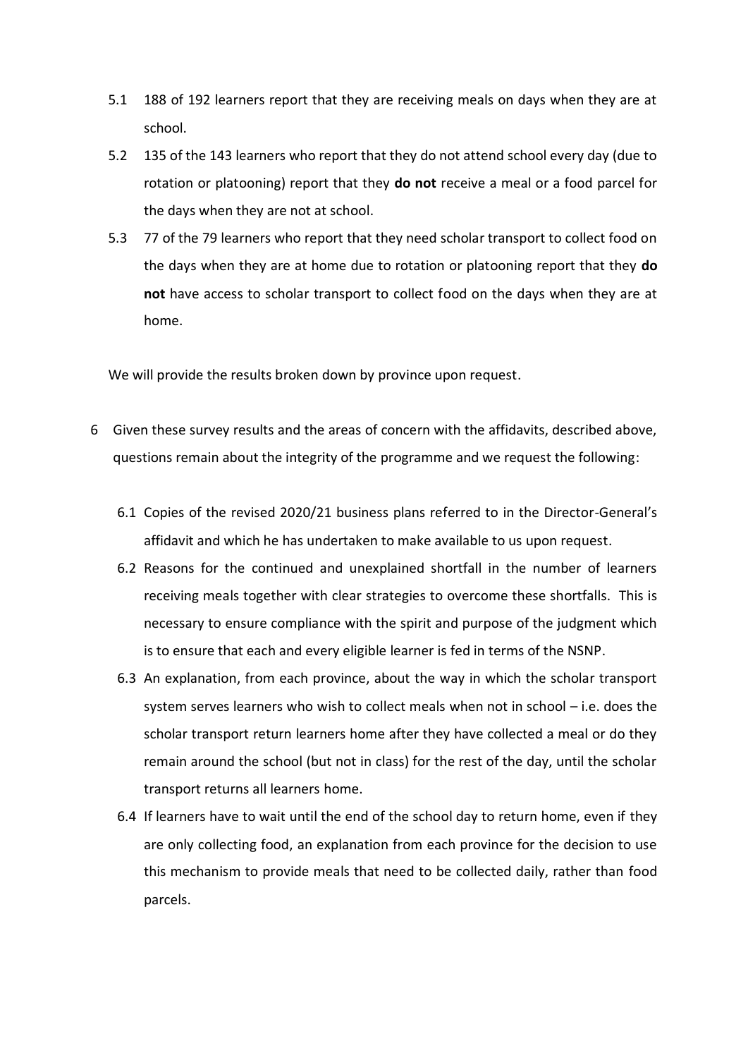5.1 188 of 192 learners report that they are receiving meals on days when they are at school.

5.2 135 of the 143 learners who report that they do not attend school every day (due to rotation or platooning) report that they **do not** receive a meal or a food parcel for the days when they are not at school.

5.3 77 of the 79 learners who report that they need scholar transport to collect food on the days when they are at home due to rotation or platooning report that they **do not** have access to scholar transport to collect food on the days when they are at home.

We will provide the results broken down by province upon request.

6 Given these survey results and the areas of concern with the affidavits, described above, questions remain about the integrity of the programme and we request the following:

6.1 Copies of the revised 2020/21 business plans referred to in the Director-General's affidavit and which he has undertaken to make available to us upon request.

6.2 Reasons for the continued and unexplained shortfall in the number of learners receiving meals together with clear strategies to overcome these shortfalls. This is necessary to ensure compliance with the spirit and purpose of the judgment which is to ensure that each and every eligible learner is fed in terms of the NSNP.

6.3 An explanation, from each province, about the way in which the scholar transport system serves learners who wish to collect meals when not in school – i.e. does the scholar transport return learners home after they have collected a meal or do they remain around the school (but not in class) for the rest of the day, until the scholar transport returns all learners home.

6.4 If learners have to wait until the end of the school day to return home, even if they are only collecting food, an explanation from each province for the decision to use this mechanism to provide meals that need to be collected daily, rather than food parcels.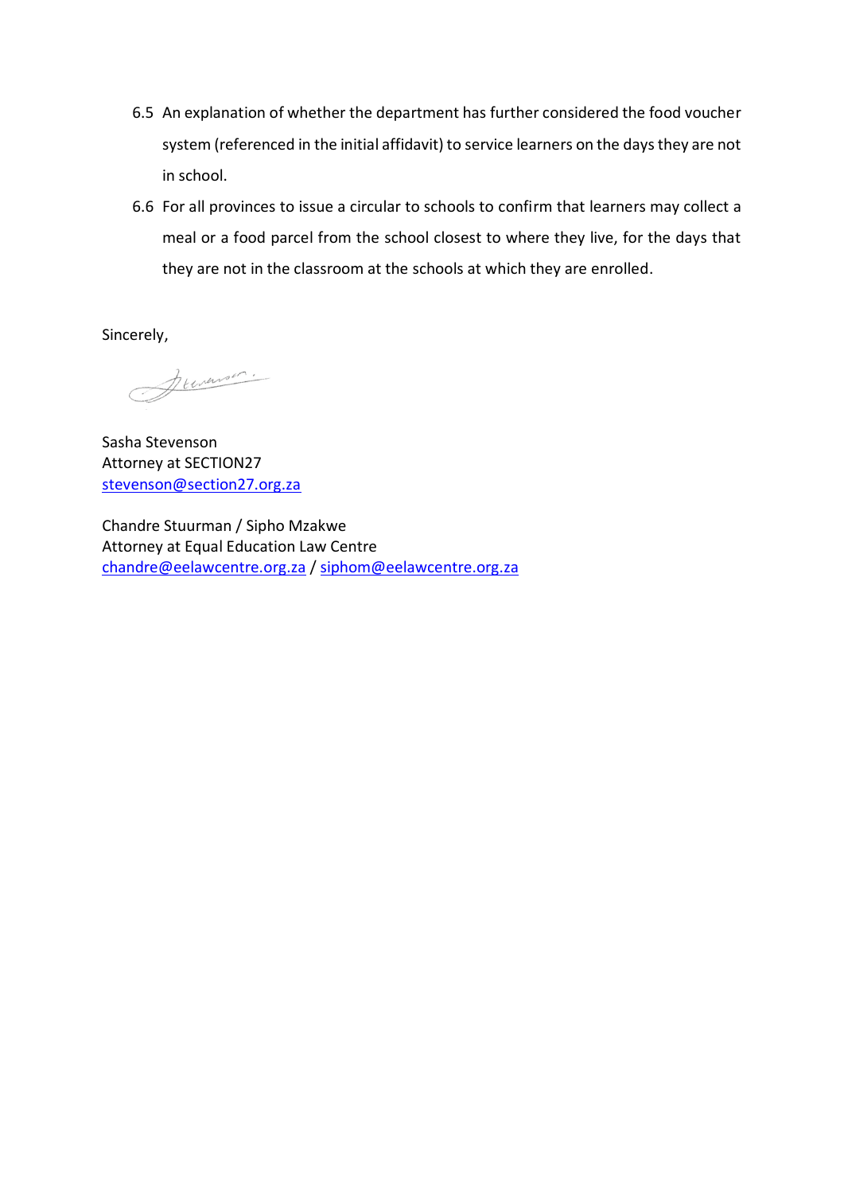6.5 An explanation of whether the department has further considered the food voucher system (referenced in the initial affidavit) to service learners on the days they are not in school.

6.6 For all provinces to issue a circular to schools to confirm that learners may collect a meal or a food parcel from the school closest to where they live, for the days that they are not in the classroom at the schools at which they are enrolled.

Sincerely,

Sasha Stevenson
Attorney at SECTION27
stevenson@section27.org.za

Chandre Stuurman / Sipho Mzakwe
Attorney at Equal Education Law Centre
chandre@eelawcentre.org.za / siphom@eelawcentre.org.za